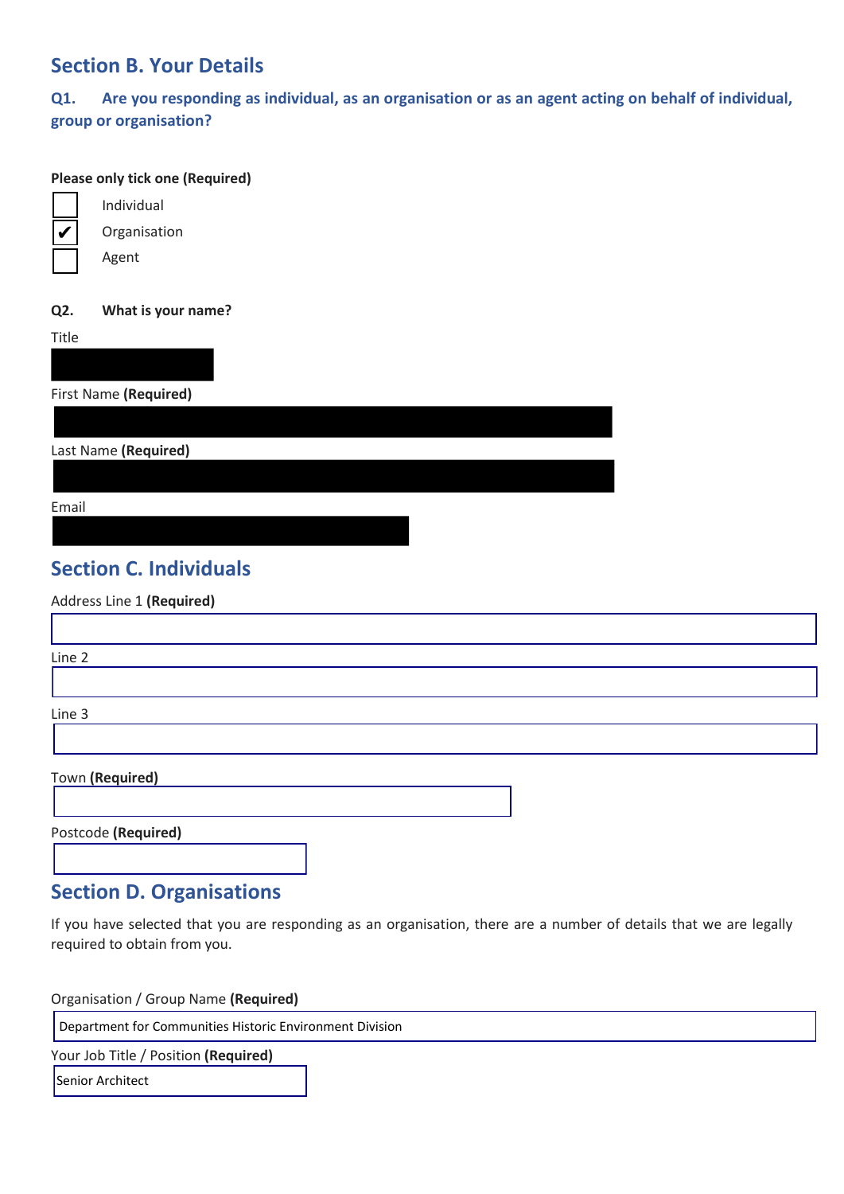## Section B. Your Details

### Q1. Are you responding as individual, as an organisation or as an agent acting on behalf of individual, group or organisation?

**Please only tick one (Required)**

- [ ] Individual
- [x] Organisation
- [ ] Agent

**Q2. What is your name?**

Title

First Name **(Required)**

Last Name **(Required)**

Email

## Section C. Individuals

Address Line 1 **(Required)**

Line 2

Line 3

Town **(Required)**

Postcode **(Required)**

## Section D. Organisations

If you have selected that you are responding as an organisation, there are a number of details that we are legally required to obtain from you.

Organisation / Group Name **(Required)**

Department for Communities Historic Environment Division

Your Job Title / Position **(Required)**

Senior Architect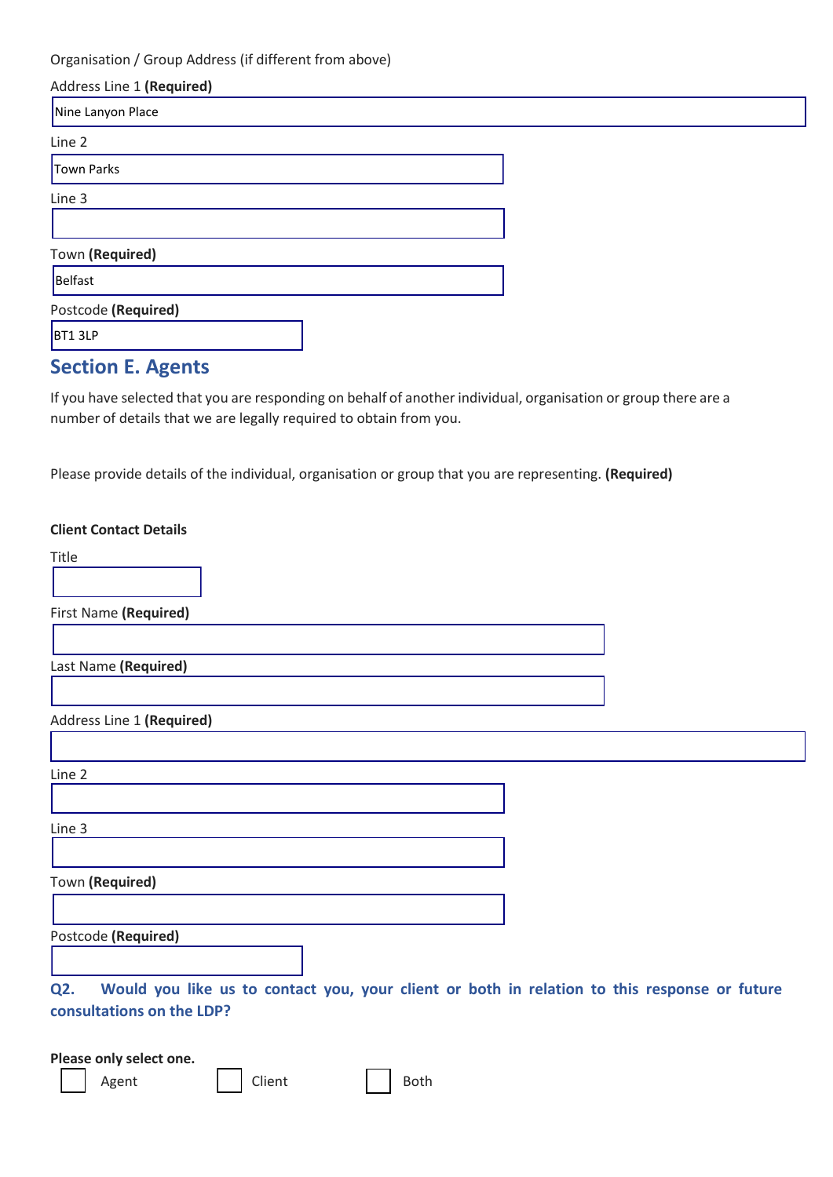Organisation / Group Address (if different from above)

Address Line 1 **(Required)**

Nine Lanyon Place

Line 2

Town Parks

Line 3

Town **(Required)**

Belfast

Postcode **(Required)**

BT1 3LP

## Section E. Agents

If you have selected that you are responding on behalf of another individual, organisation or group there are a number of details that we are legally required to obtain from you.

Please provide details of the individual, organisation or group that you are representing. **(Required)**

**Client Contact Details**

Title

First Name **(Required)**

Last Name **(Required)**

Address Line 1 **(Required)**

Line 2

Line 3

Town **(Required)**

Postcode **(Required)**

### Q2. Would you like us to contact you, your client or both in relation to this response or future consultations on the LDP?

**Please only select one.**

☐ Agent ☐ Client ☐ Both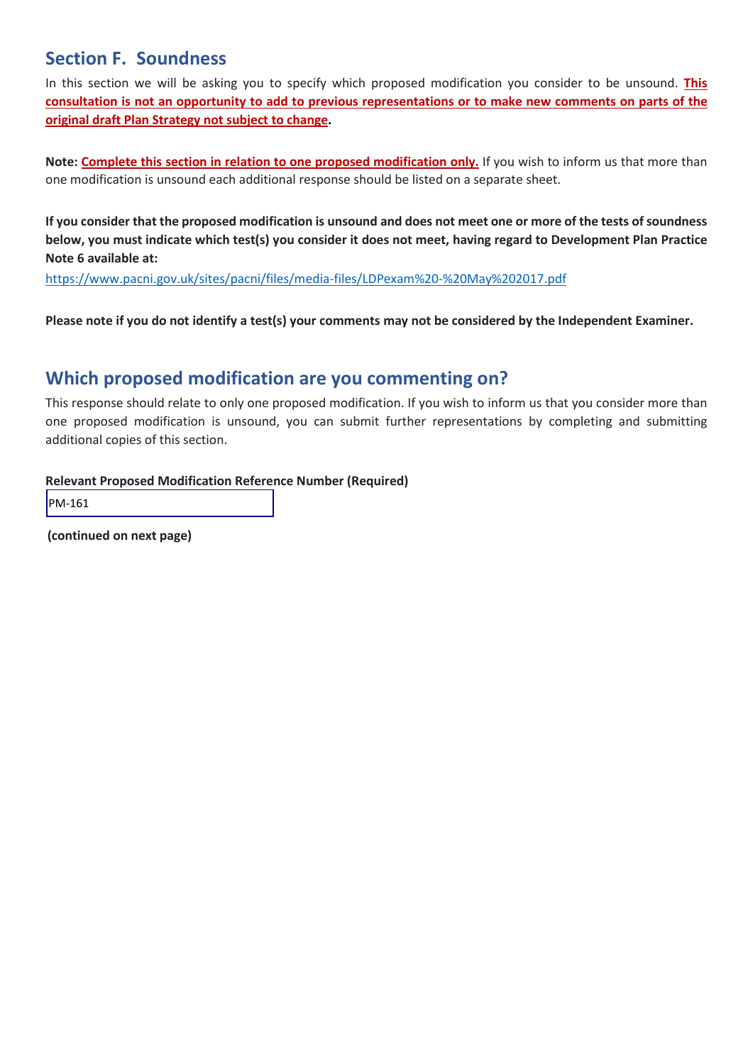## Section F. Soundness

In this section we will be asking you to specify which proposed modification you consider to be unsound. **This consultation is not an opportunity to add to previous representations or to make new comments on parts of the original draft Plan Strategy not subject to change.**

**Note: Complete this section in relation to one proposed modification only.** If you wish to inform us that more than one modification is unsound each additional response should be listed on a separate sheet.

**If you consider that the proposed modification is unsound and does not meet one or more of the tests of soundness below, you must indicate which test(s) you consider it does not meet, having regard to Development Plan Practice Note 6 available at:**

https://www.pacni.gov.uk/sites/pacni/files/media-files/LDPexam%20-%20May%202017.pdf

**Please note if you do not identify a test(s) your comments may not be considered by the Independent Examiner.**

## Which proposed modification are you commenting on?

This response should relate to only one proposed modification. If you wish to inform us that you consider more than one proposed modification is unsound, you can submit further representations by completing and submitting additional copies of this section.

**Relevant Proposed Modification Reference Number (Required)**

PM-161

**(continued on next page)**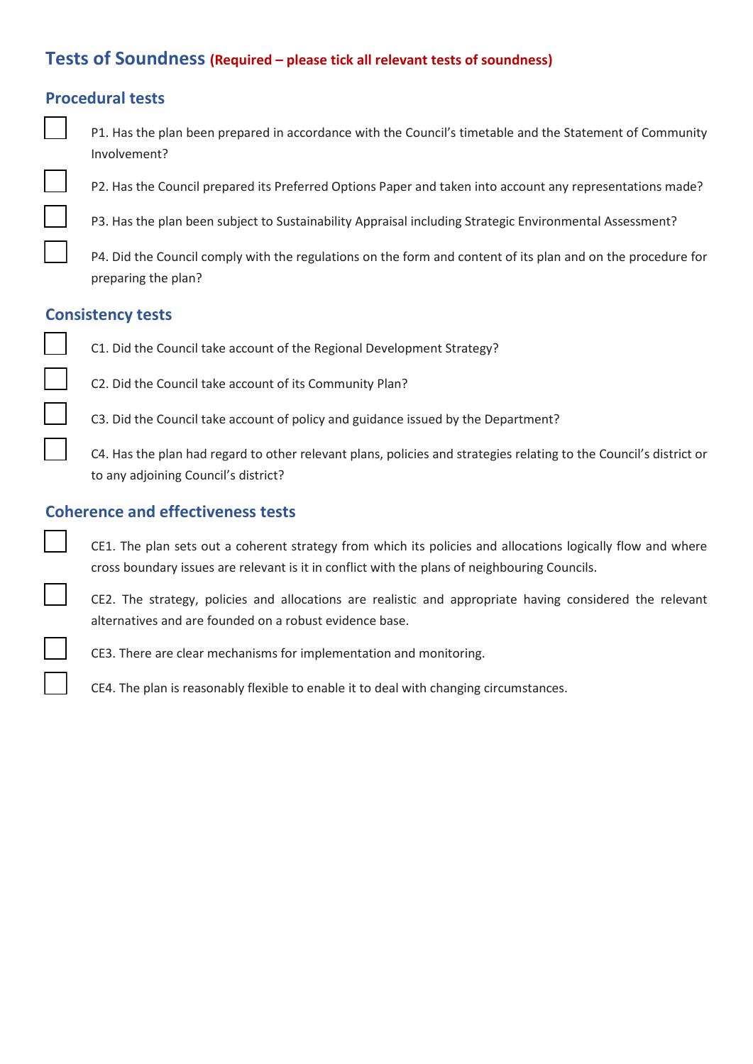## Tests of Soundness **(Required – please tick all relevant tests of soundness)**

### Procedural tests

- [ ] P1. Has the plan been prepared in accordance with the Council's timetable and the Statement of Community Involvement?
- [ ] P2. Has the Council prepared its Preferred Options Paper and taken into account any representations made?
- [ ] P3. Has the plan been subject to Sustainability Appraisal including Strategic Environmental Assessment?
- [ ] P4. Did the Council comply with the regulations on the form and content of its plan and on the procedure for preparing the plan?

### Consistency tests

- [ ] C1. Did the Council take account of the Regional Development Strategy?
- [ ] C2. Did the Council take account of its Community Plan?
- [ ] C3. Did the Council take account of policy and guidance issued by the Department?
- [ ] C4. Has the plan had regard to other relevant plans, policies and strategies relating to the Council's district or to any adjoining Council's district?

### Coherence and effectiveness tests

- [ ] CE1. The plan sets out a coherent strategy from which its policies and allocations logically flow and where cross boundary issues are relevant is it in conflict with the plans of neighbouring Councils.
- [ ] CE2. The strategy, policies and allocations are realistic and appropriate having considered the relevant alternatives and are founded on a robust evidence base.
- [ ] CE3. There are clear mechanisms for implementation and monitoring.
- [ ] CE4. The plan is reasonably flexible to enable it to deal with changing circumstances.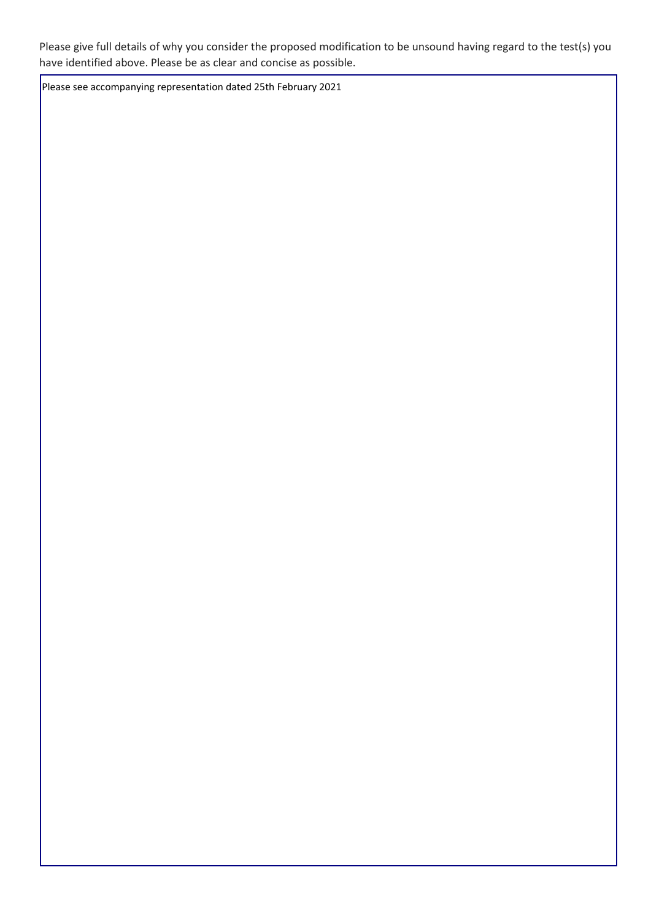Please give full details of why you consider the proposed modification to be unsound having regard to the test(s) you have identified above. Please be as clear and concise as possible.

Please see accompanying representation dated 25th February 2021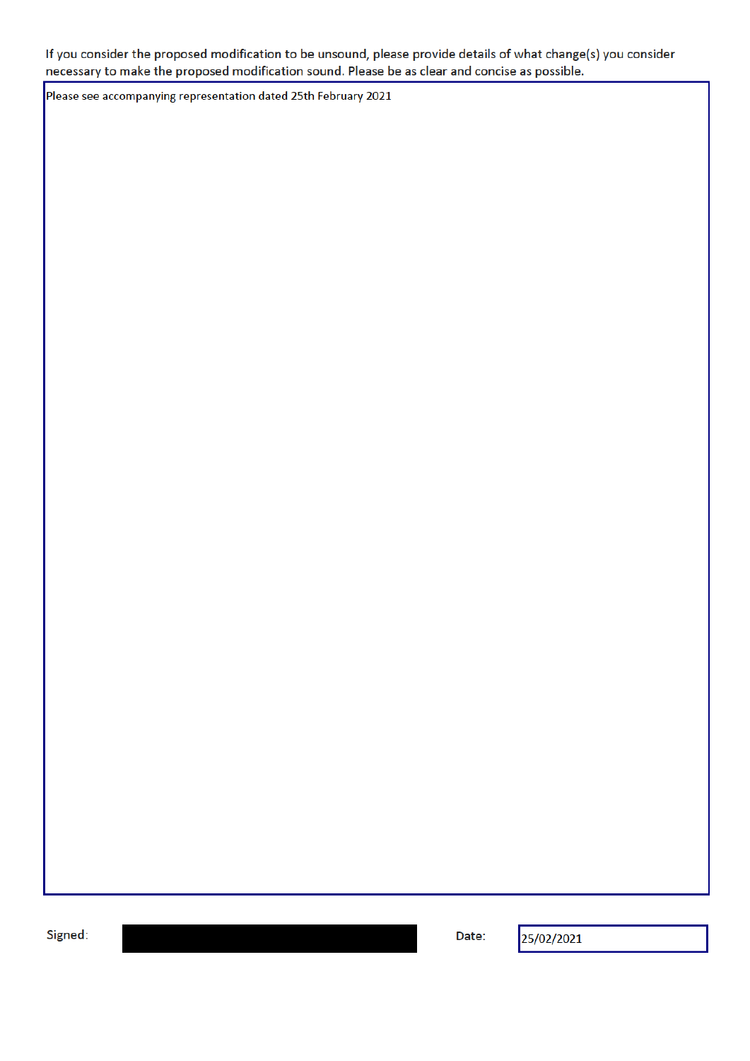If you consider the proposed modification to be unsound, please provide details of what change(s) you consider necessary to make the proposed modification sound. Please be as clear and concise as possible.

Please see accompanying representation dated 25th February 2021

Signed:

Date: 25/02/2021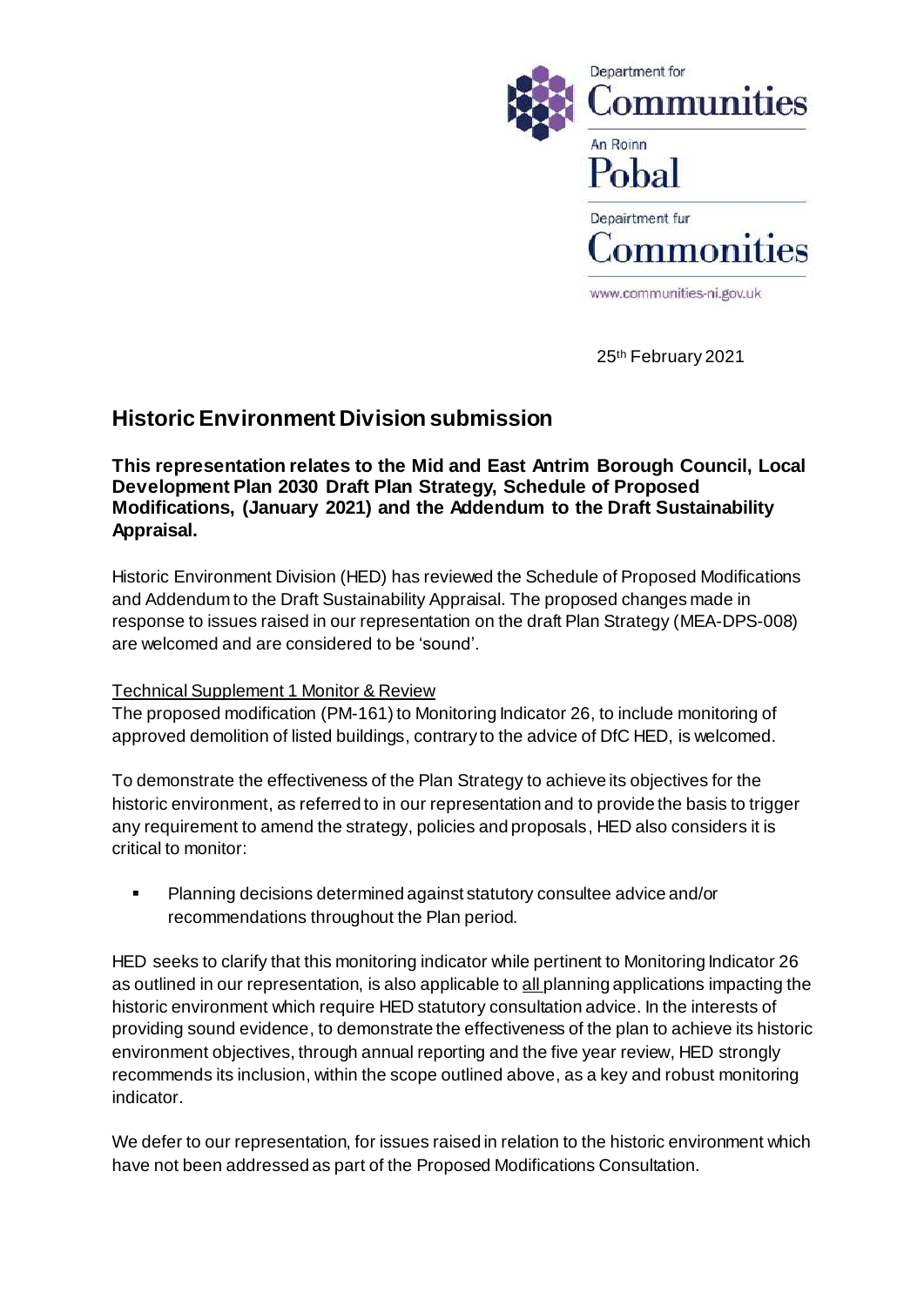Department for
Communities

An Roinn
Pobal

Depairtment fur
Commonities

www.communities-ni.gov.uk

25th February 2021

## Historic Environment Division submission

**This representation relates to the Mid and East Antrim Borough Council, Local Development Plan 2030 Draft Plan Strategy, Schedule of Proposed Modifications, (January 2021) and the Addendum to the Draft Sustainability Appraisal.**

Historic Environment Division (HED) has reviewed the Schedule of Proposed Modifications and Addendum to the Draft Sustainability Appraisal. The proposed changes made in response to issues raised in our representation on the draft Plan Strategy (MEA-DPS-008) are welcomed and are considered to be 'sound'.

Technical Supplement 1 Monitor & Review

The proposed modification (PM-161) to Monitoring Indicator 26, to include monitoring of approved demolition of listed buildings, contrary to the advice of DfC HED, is welcomed.

To demonstrate the effectiveness of the Plan Strategy to achieve its objectives for the historic environment, as referred to in our representation and to provide the basis to trigger any requirement to amend the strategy, policies and proposals, HED also considers it is critical to monitor:

- Planning decisions determined against statutory consultee advice and/or recommendations throughout the Plan period.

HED seeks to clarify that this monitoring indicator while pertinent to Monitoring Indicator 26 as outlined in our representation, is also applicable to all planning applications impacting the historic environment which require HED statutory consultation advice. In the interests of providing sound evidence, to demonstrate the effectiveness of the plan to achieve its historic environment objectives, through annual reporting and the five year review, HED strongly recommends its inclusion, within the scope outlined above, as a key and robust monitoring indicator.

We defer to our representation, for issues raised in relation to the historic environment which have not been addressed as part of the Proposed Modifications Consultation.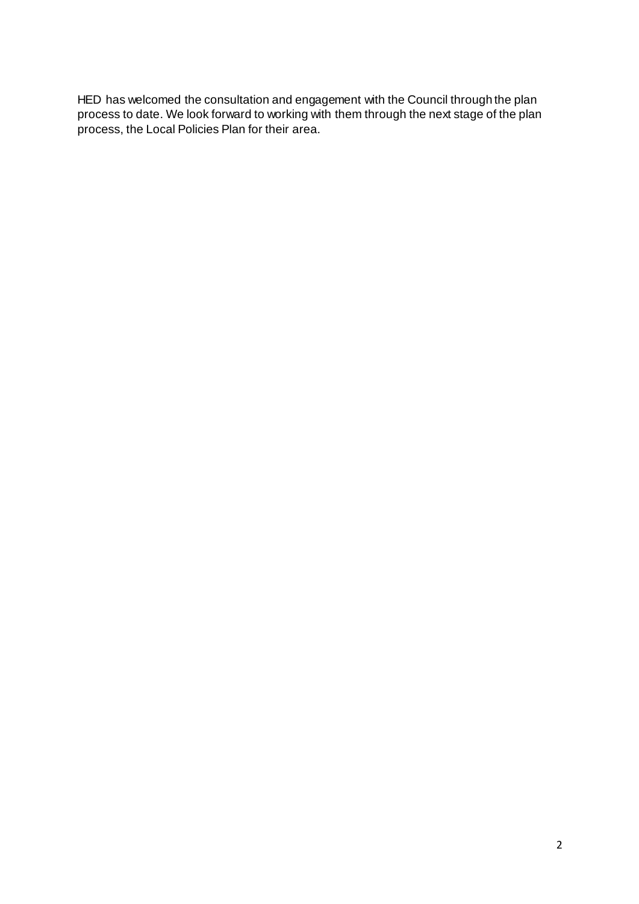HED has welcomed the consultation and engagement with the Council through the plan process to date. We look forward to working with them through the next stage of the plan process, the Local Policies Plan for their area.